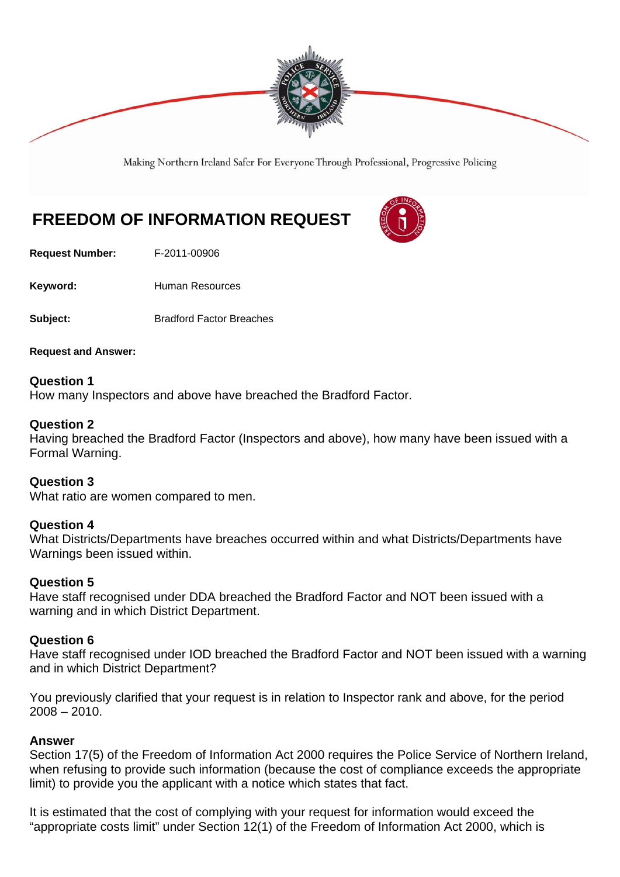Making Northern Ireland Safer For Everyone Through Professional, Progressive Policing

# FREEDOM OF INFORMATION REQUEST

**Request Number:** F-2011-00906

**Keyword:** Human Resources

**Subject:** Bradford Factor Breaches

**Request and Answer:**

**Question 1**
How many Inspectors and above have breached the Bradford Factor.

**Question 2**
Having breached the Bradford Factor (Inspectors and above), how many have been issued with a Formal Warning.

**Question 3**
What ratio are women compared to men.

**Question 4**
What Districts/Departments have breaches occurred within and what Districts/Departments have Warnings been issued within.

**Question 5**
Have staff recognised under DDA breached the Bradford Factor and NOT been issued with a warning and in which District Department.

**Question 6**
Have staff recognised under IOD breached the Bradford Factor and NOT been issued with a warning and in which District Department?

You previously clarified that your request is in relation to Inspector rank and above, for the period 2008 – 2010.

**Answer**
Section 17(5) of the Freedom of Information Act 2000 requires the Police Service of Northern Ireland, when refusing to provide such information (because the cost of compliance exceeds the appropriate limit) to provide you the applicant with a notice which states that fact.

It is estimated that the cost of complying with your request for information would exceed the "appropriate costs limit" under Section 12(1) of the Freedom of Information Act 2000, which is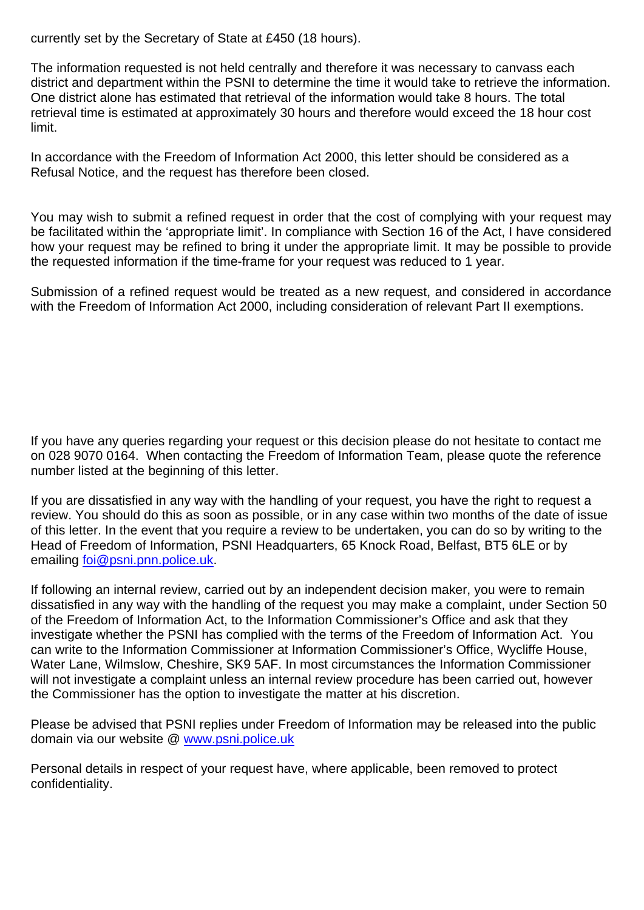currently set by the Secretary of State at £450 (18 hours).

The information requested is not held centrally and therefore it was necessary to canvass each district and department within the PSNI to determine the time it would take to retrieve the information. One district alone has estimated that retrieval of the information would take 8 hours. The total retrieval time is estimated at approximately 30 hours and therefore would exceed the 18 hour cost limit.

In accordance with the Freedom of Information Act 2000, this letter should be considered as a Refusal Notice, and the request has therefore been closed.

You may wish to submit a refined request in order that the cost of complying with your request may be facilitated within the 'appropriate limit'. In compliance with Section 16 of the Act, I have considered how your request may be refined to bring it under the appropriate limit. It may be possible to provide the requested information if the time-frame for your request was reduced to 1 year.

Submission of a refined request would be treated as a new request, and considered in accordance with the Freedom of Information Act 2000, including consideration of relevant Part II exemptions.

If you have any queries regarding your request or this decision please do not hesitate to contact me on 028 9070 0164. When contacting the Freedom of Information Team, please quote the reference number listed at the beginning of this letter.

If you are dissatisfied in any way with the handling of your request, you have the right to request a review. You should do this as soon as possible, or in any case within two months of the date of issue of this letter. In the event that you require a review to be undertaken, you can do so by writing to the Head of Freedom of Information, PSNI Headquarters, 65 Knock Road, Belfast, BT5 6LE or by emailing foi@psni.pnn.police.uk.

If following an internal review, carried out by an independent decision maker, you were to remain dissatisfied in any way with the handling of the request you may make a complaint, under Section 50 of the Freedom of Information Act, to the Information Commissioner's Office and ask that they investigate whether the PSNI has complied with the terms of the Freedom of Information Act. You can write to the Information Commissioner at Information Commissioner's Office, Wycliffe House, Water Lane, Wilmslow, Cheshire, SK9 5AF. In most circumstances the Information Commissioner will not investigate a complaint unless an internal review procedure has been carried out, however the Commissioner has the option to investigate the matter at his discretion.

Please be advised that PSNI replies under Freedom of Information may be released into the public domain via our website @ www.psni.police.uk

Personal details in respect of your request have, where applicable, been removed to protect confidentiality.